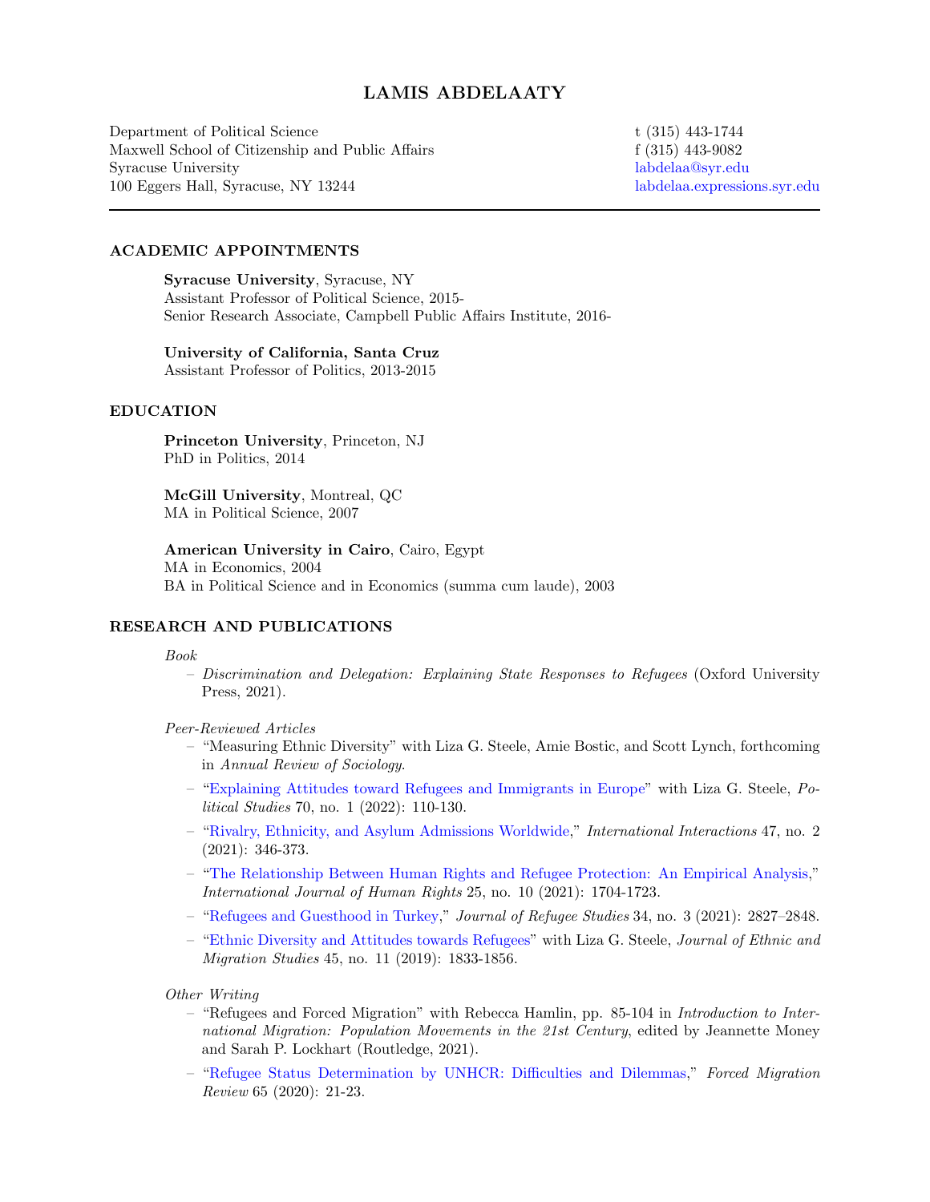# LAMIS ABDELAATY

Department of Political Science
Maxwell School of Citizenship and Public Affairs
Syracuse University
100 Eggers Hall, Syracuse, NY 13244

t (315) 443-1744
f (315) 443-9082
labdelaa@syr.edu
labdelaa.expressions.syr.edu

## ACADEMIC APPOINTMENTS

**Syracuse University**, Syracuse, NY
Assistant Professor of Political Science, 2015-
Senior Research Associate, Campbell Public Affairs Institute, 2016-

**University of California, Santa Cruz**
Assistant Professor of Politics, 2013-2015

## EDUCATION

**Princeton University**, Princeton, NJ
PhD in Politics, 2014

**McGill University**, Montreal, QC
MA in Political Science, 2007

**American University in Cairo**, Cairo, Egypt
MA in Economics, 2004
BA in Political Science and in Economics (summa cum laude), 2003

## RESEARCH AND PUBLICATIONS

*Book*

- *Discrimination and Delegation: Explaining State Responses to Refugees* (Oxford University Press, 2021).

*Peer-Reviewed Articles*

- "Measuring Ethnic Diversity" with Liza G. Steele, Amie Bostic, and Scott Lynch, forthcoming in *Annual Review of Sociology*.
- "Explaining Attitudes toward Refugees and Immigrants in Europe" with Liza G. Steele, *Political Studies* 70, no. 1 (2022): 110-130.
- "Rivalry, Ethnicity, and Asylum Admissions Worldwide," *International Interactions* 47, no. 2 (2021): 346-373.
- "The Relationship Between Human Rights and Refugee Protection: An Empirical Analysis," *International Journal of Human Rights* 25, no. 10 (2021): 1704-1723.
- "Refugees and Guesthood in Turkey," *Journal of Refugee Studies* 34, no. 3 (2021): 2827–2848.
- "Ethnic Diversity and Attitudes towards Refugees" with Liza G. Steele, *Journal of Ethnic and Migration Studies* 45, no. 11 (2019): 1833-1856.

*Other Writing*

- "Refugees and Forced Migration" with Rebecca Hamlin, pp. 85-104 in *Introduction to International Migration: Population Movements in the 21st Century*, edited by Jeannette Money and Sarah P. Lockhart (Routledge, 2021).
- "Refugee Status Determination by UNHCR: Difficulties and Dilemmas," *Forced Migration Review* 65 (2020): 21-23.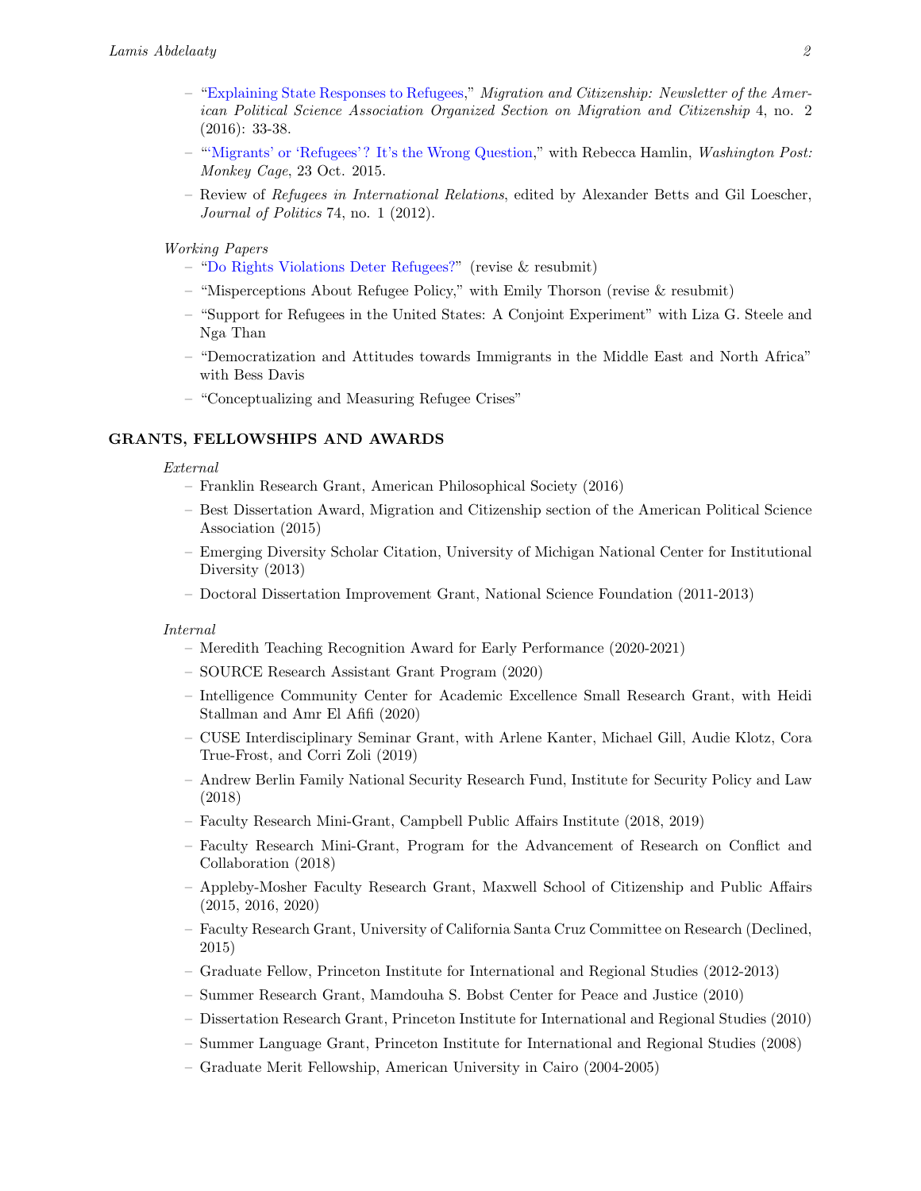- "Explaining State Responses to Refugees," *Migration and Citizenship: Newsletter of the American Political Science Association Organized Section on Migration and Citizenship* 4, no. 2 (2016): 33-38.
- "'Migrants' or 'Refugees'? It's the Wrong Question," with Rebecca Hamlin, *Washington Post: Monkey Cage*, 23 Oct. 2015.
- Review of *Refugees in International Relations*, edited by Alexander Betts and Gil Loescher, *Journal of Politics* 74, no. 1 (2012).

*Working Papers*

- "Do Rights Violations Deter Refugees?" (revise & resubmit)
- "Misperceptions About Refugee Policy," with Emily Thorson (revise & resubmit)
- "Support for Refugees in the United States: A Conjoint Experiment" with Liza G. Steele and Nga Than
- "Democratization and Attitudes towards Immigrants in the Middle East and North Africa" with Bess Davis
- "Conceptualizing and Measuring Refugee Crises"

## GRANTS, FELLOWSHIPS AND AWARDS

*External*

- Franklin Research Grant, American Philosophical Society (2016)
- Best Dissertation Award, Migration and Citizenship section of the American Political Science Association (2015)
- Emerging Diversity Scholar Citation, University of Michigan National Center for Institutional Diversity (2013)
- Doctoral Dissertation Improvement Grant, National Science Foundation (2011-2013)

*Internal*

- Meredith Teaching Recognition Award for Early Performance (2020-2021)
- SOURCE Research Assistant Grant Program (2020)
- Intelligence Community Center for Academic Excellence Small Research Grant, with Heidi Stallman and Amr El Afifi (2020)
- CUSE Interdisciplinary Seminar Grant, with Arlene Kanter, Michael Gill, Audie Klotz, Cora True-Frost, and Corri Zoli (2019)
- Andrew Berlin Family National Security Research Fund, Institute for Security Policy and Law (2018)
- Faculty Research Mini-Grant, Campbell Public Affairs Institute (2018, 2019)
- Faculty Research Mini-Grant, Program for the Advancement of Research on Conflict and Collaboration (2018)
- Appleby-Mosher Faculty Research Grant, Maxwell School of Citizenship and Public Affairs (2015, 2016, 2020)
- Faculty Research Grant, University of California Santa Cruz Committee on Research (Declined, 2015)
- Graduate Fellow, Princeton Institute for International and Regional Studies (2012-2013)
- Summer Research Grant, Mamdouha S. Bobst Center for Peace and Justice (2010)
- Dissertation Research Grant, Princeton Institute for International and Regional Studies (2010)
- Summer Language Grant, Princeton Institute for International and Regional Studies (2008)
- Graduate Merit Fellowship, American University in Cairo (2004-2005)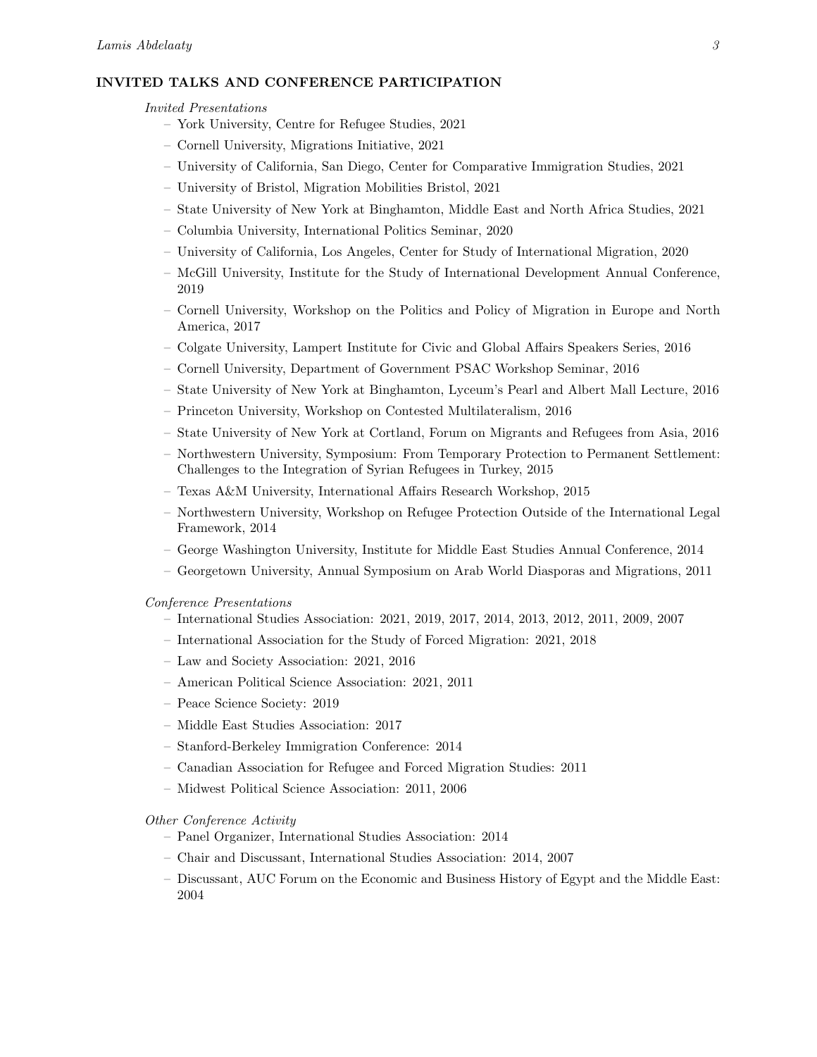## INVITED TALKS AND CONFERENCE PARTICIPATION

*Invited Presentations*

- York University, Centre for Refugee Studies, 2021
- Cornell University, Migrations Initiative, 2021
- University of California, San Diego, Center for Comparative Immigration Studies, 2021
- University of Bristol, Migration Mobilities Bristol, 2021
- State University of New York at Binghamton, Middle East and North Africa Studies, 2021
- Columbia University, International Politics Seminar, 2020
- University of California, Los Angeles, Center for Study of International Migration, 2020
- McGill University, Institute for the Study of International Development Annual Conference, 2019
- Cornell University, Workshop on the Politics and Policy of Migration in Europe and North America, 2017
- Colgate University, Lampert Institute for Civic and Global Affairs Speakers Series, 2016
- Cornell University, Department of Government PSAC Workshop Seminar, 2016
- State University of New York at Binghamton, Lyceum's Pearl and Albert Mall Lecture, 2016
- Princeton University, Workshop on Contested Multilateralism, 2016
- State University of New York at Cortland, Forum on Migrants and Refugees from Asia, 2016
- Northwestern University, Symposium: From Temporary Protection to Permanent Settlement: Challenges to the Integration of Syrian Refugees in Turkey, 2015
- Texas A&M University, International Affairs Research Workshop, 2015
- Northwestern University, Workshop on Refugee Protection Outside of the International Legal Framework, 2014
- George Washington University, Institute for Middle East Studies Annual Conference, 2014
- Georgetown University, Annual Symposium on Arab World Diasporas and Migrations, 2011

*Conference Presentations*

- International Studies Association: 2021, 2019, 2017, 2014, 2013, 2012, 2011, 2009, 2007
- International Association for the Study of Forced Migration: 2021, 2018
- Law and Society Association: 2021, 2016
- American Political Science Association: 2021, 2011
- Peace Science Society: 2019
- Middle East Studies Association: 2017
- Stanford-Berkeley Immigration Conference: 2014
- Canadian Association for Refugee and Forced Migration Studies: 2011
- Midwest Political Science Association: 2011, 2006

*Other Conference Activity*

- Panel Organizer, International Studies Association: 2014
- Chair and Discussant, International Studies Association: 2014, 2007
- Discussant, AUC Forum on the Economic and Business History of Egypt and the Middle East: 2004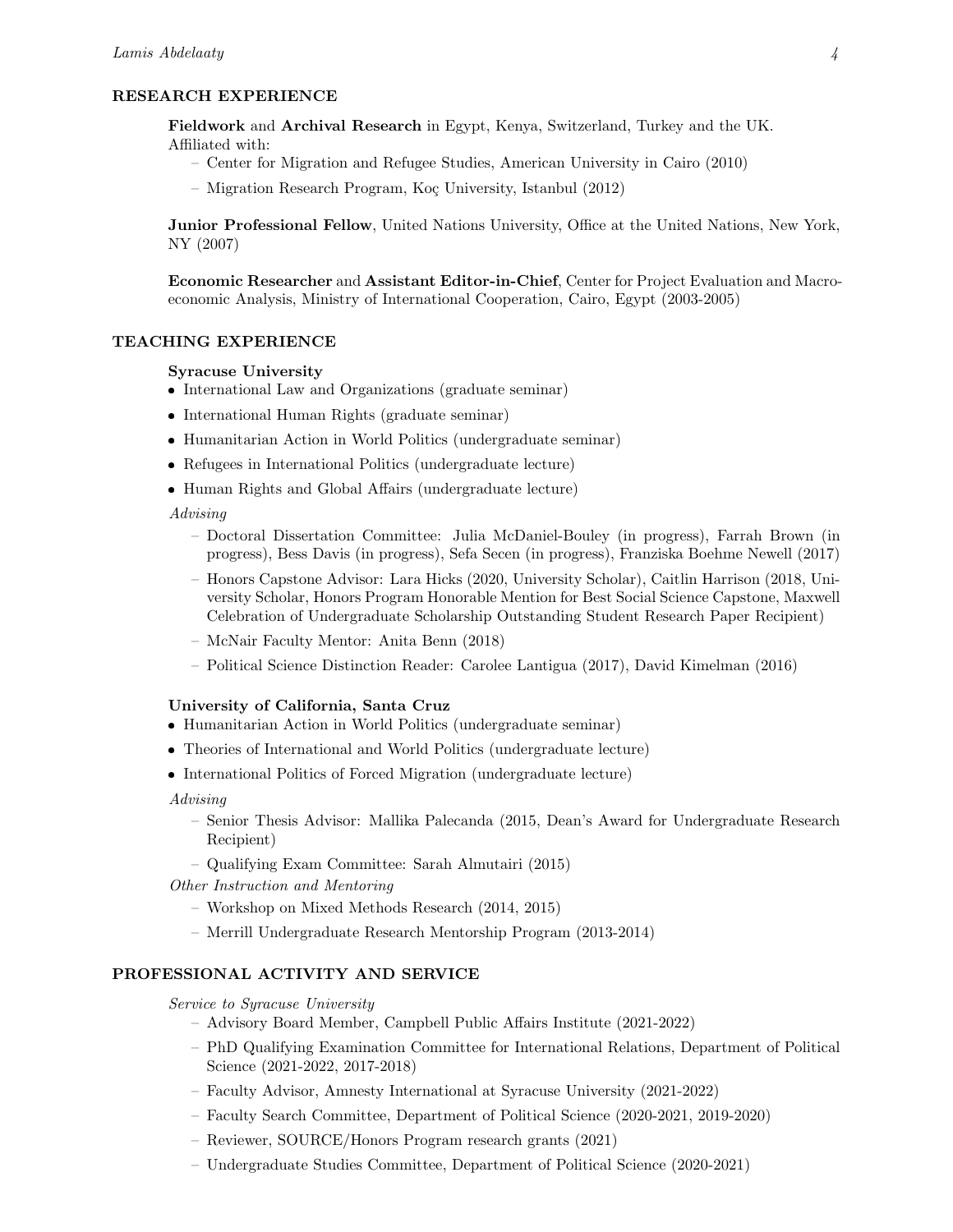## RESEARCH EXPERIENCE

**Fieldwork** and **Archival Research** in Egypt, Kenya, Switzerland, Turkey and the UK. Affiliated with:

- Center for Migration and Refugee Studies, American University in Cairo (2010)
- Migration Research Program, Koç University, Istanbul (2012)

**Junior Professional Fellow**, United Nations University, Office at the United Nations, New York, NY (2007)

**Economic Researcher** and **Assistant Editor-in-Chief**, Center for Project Evaluation and Macroeconomic Analysis, Ministry of International Cooperation, Cairo, Egypt (2003-2005)

## TEACHING EXPERIENCE

**Syracuse University**

- International Law and Organizations (graduate seminar)
- International Human Rights (graduate seminar)
- Humanitarian Action in World Politics (undergraduate seminar)
- Refugees in International Politics (undergraduate lecture)
- Human Rights and Global Affairs (undergraduate lecture)

*Advising*

- Doctoral Dissertation Committee: Julia McDaniel-Bouley (in progress), Farrah Brown (in progress), Bess Davis (in progress), Sefa Secen (in progress), Franziska Boehme Newell (2017)
- Honors Capstone Advisor: Lara Hicks (2020, University Scholar), Caitlin Harrison (2018, University Scholar, Honors Program Honorable Mention for Best Social Science Capstone, Maxwell Celebration of Undergraduate Scholarship Outstanding Student Research Paper Recipient)
- McNair Faculty Mentor: Anita Benn (2018)
- Political Science Distinction Reader: Carolee Lantigua (2017), David Kimelman (2016)

**University of California, Santa Cruz**

- Humanitarian Action in World Politics (undergraduate seminar)
- Theories of International and World Politics (undergraduate lecture)
- International Politics of Forced Migration (undergraduate lecture)

*Advising*

- Senior Thesis Advisor: Mallika Palecanda (2015, Dean's Award for Undergraduate Research Recipient)
- Qualifying Exam Committee: Sarah Almutairi (2015)

*Other Instruction and Mentoring*

- Workshop on Mixed Methods Research (2014, 2015)
- Merrill Undergraduate Research Mentorship Program (2013-2014)

## PROFESSIONAL ACTIVITY AND SERVICE

*Service to Syracuse University*

- Advisory Board Member, Campbell Public Affairs Institute (2021-2022)
- PhD Qualifying Examination Committee for International Relations, Department of Political Science (2021-2022, 2017-2018)
- Faculty Advisor, Amnesty International at Syracuse University (2021-2022)
- Faculty Search Committee, Department of Political Science (2020-2021, 2019-2020)
- Reviewer, SOURCE/Honors Program research grants (2021)
- Undergraduate Studies Committee, Department of Political Science (2020-2021)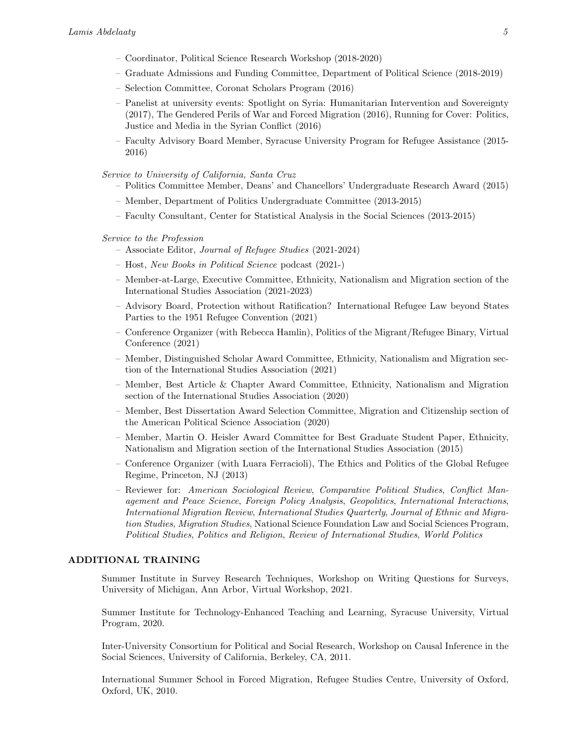- Coordinator, Political Science Research Workshop (2018-2020)
- Graduate Admissions and Funding Committee, Department of Political Science (2018-2019)
- Selection Committee, Coronat Scholars Program (2016)
- Panelist at university events: Spotlight on Syria: Humanitarian Intervention and Sovereignty (2017), The Gendered Perils of War and Forced Migration (2016), Running for Cover: Politics, Justice and Media in the Syrian Conflict (2016)
- Faculty Advisory Board Member, Syracuse University Program for Refugee Assistance (2015-2016)

*Service to University of California, Santa Cruz*

- Politics Committee Member, Deans' and Chancellors' Undergraduate Research Award (2015)
- Member, Department of Politics Undergraduate Committee (2013-2015)
- Faculty Consultant, Center for Statistical Analysis in the Social Sciences (2013-2015)

*Service to the Profession*

- Associate Editor, *Journal of Refugee Studies* (2021-2024)
- Host, *New Books in Political Science* podcast (2021-)
- Member-at-Large, Executive Committee, Ethnicity, Nationalism and Migration section of the International Studies Association (2021-2023)
- Advisory Board, Protection without Ratification? International Refugee Law beyond States Parties to the 1951 Refugee Convention (2021)
- Conference Organizer (with Rebecca Hamlin), Politics of the Migrant/Refugee Binary, Virtual Conference (2021)
- Member, Distinguished Scholar Award Committee, Ethnicity, Nationalism and Migration section of the International Studies Association (2021)
- Member, Best Article & Chapter Award Committee, Ethnicity, Nationalism and Migration section of the International Studies Association (2020)
- Member, Best Dissertation Award Selection Committee, Migration and Citizenship section of the American Political Science Association (2020)
- Member, Martin O. Heisler Award Committee for Best Graduate Student Paper, Ethnicity, Nationalism and Migration section of the International Studies Association (2015)
- Conference Organizer (with Luara Ferracioli), The Ethics and Politics of the Global Refugee Regime, Princeton, NJ (2013)
- Reviewer for: *American Sociological Review*, *Comparative Political Studies*, *Conflict Management and Peace Science*, *Foreign Policy Analysis*, *Geopolitics*, *International Interactions*, *International Migration Review*, *International Studies Quarterly*, *Journal of Ethnic and Migration Studies*, *Migration Studies*, National Science Foundation Law and Social Sciences Program, *Political Studies*, *Politics and Religion*, *Review of International Studies*, *World Politics*

## ADDITIONAL TRAINING

Summer Institute in Survey Research Techniques, Workshop on Writing Questions for Surveys, University of Michigan, Ann Arbor, Virtual Workshop, 2021.

Summer Institute for Technology-Enhanced Teaching and Learning, Syracuse University, Virtual Program, 2020.

Inter-University Consortium for Political and Social Research, Workshop on Causal Inference in the Social Sciences, University of California, Berkeley, CA, 2011.

International Summer School in Forced Migration, Refugee Studies Centre, University of Oxford, Oxford, UK, 2010.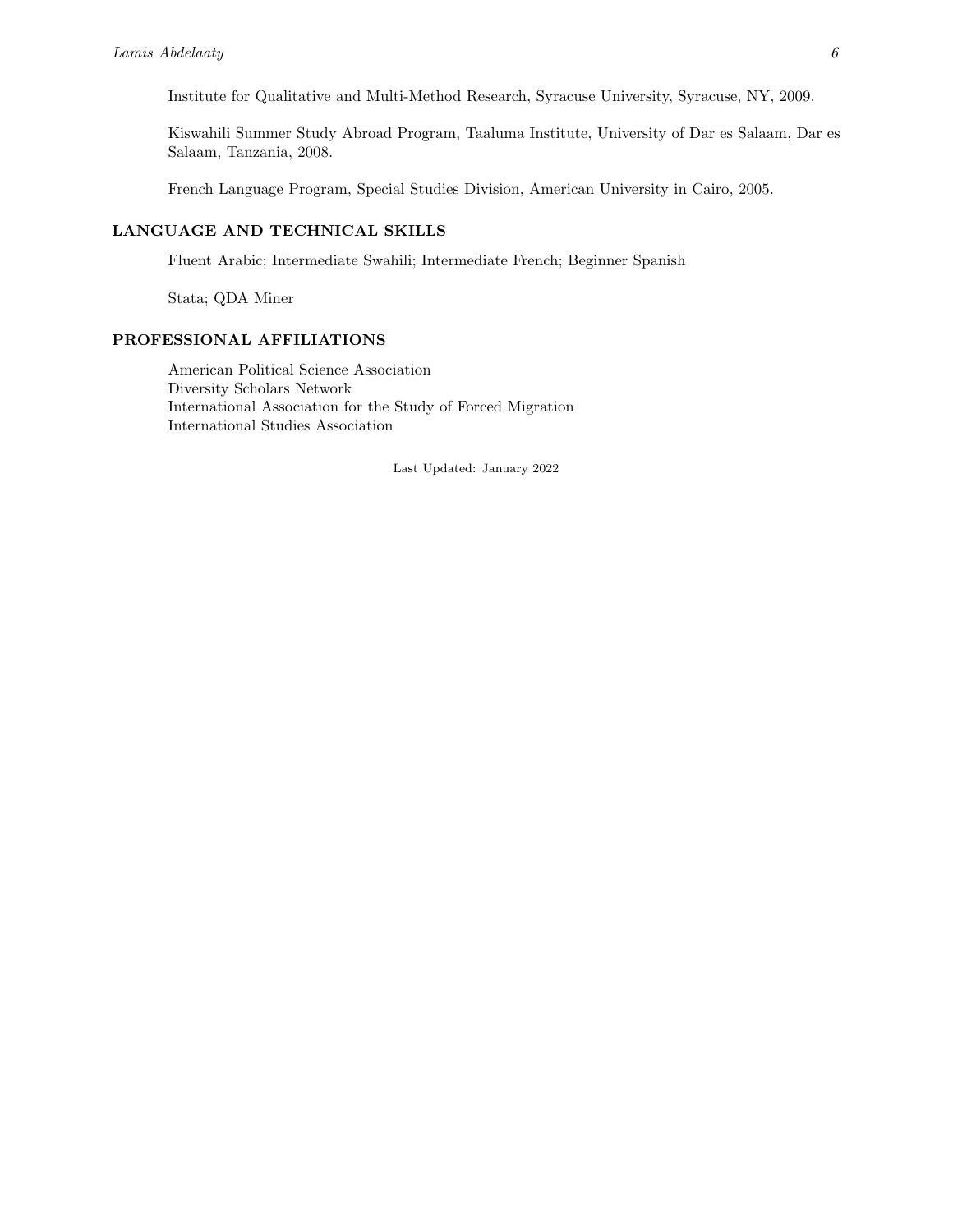Institute for Qualitative and Multi-Method Research, Syracuse University, Syracuse, NY, 2009.

Kiswahili Summer Study Abroad Program, Taaluma Institute, University of Dar es Salaam, Dar es Salaam, Tanzania, 2008.

French Language Program, Special Studies Division, American University in Cairo, 2005.

## LANGUAGE AND TECHNICAL SKILLS

Fluent Arabic; Intermediate Swahili; Intermediate French; Beginner Spanish

Stata; QDA Miner

## PROFESSIONAL AFFILIATIONS

American Political Science Association
Diversity Scholars Network
International Association for the Study of Forced Migration
International Studies Association

Last Updated: January 2022